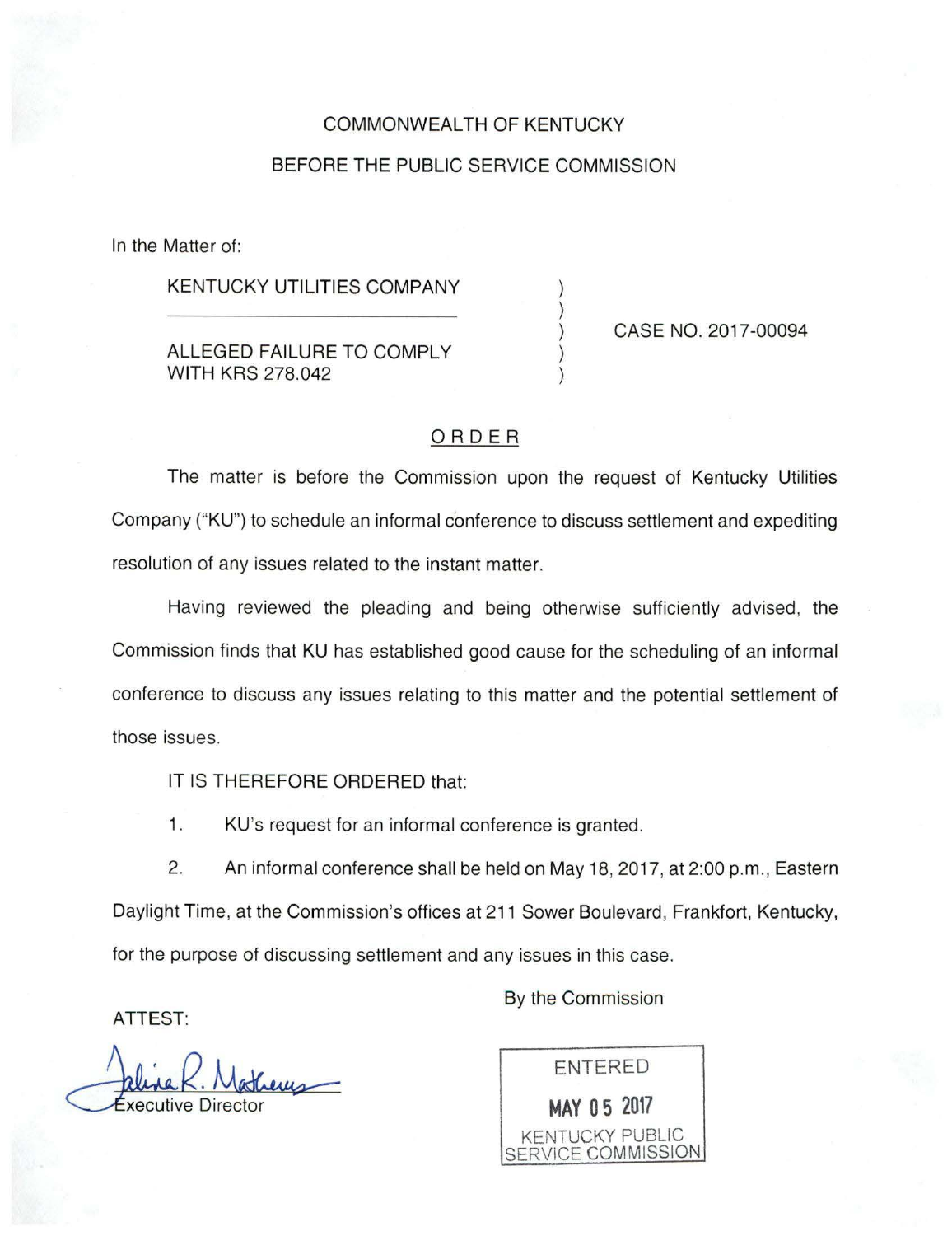COMMONWEALTH OF KENTUCKY

BEFORE THE PUBLIC SERVICE COMMISSION

In the Matter of:

KENTUCKY UTILITIES COMPANY

ALLEGED FAILURE TO COMPLY WITH KRS 278.042

CASE NO. 2017-00094

## ORDER

The matter is before the Commission upon the request of Kentucky Utilities Company ("KU") to schedule an informal conference to discuss settlement and expediting resolution of any issues related to the instant matter.

Having reviewed the pleading and being otherwise sufficiently advised, the Commission finds that KU has established good cause for the scheduling of an informal conference to discuss any issues relating to this matter and the potential settlement of those issues.

IT IS THEREFORE ORDERED that:

1. KU's request for an informal conference is granted.

2. An informal conference shall be held on May 18, 2017, at 2:00 p.m., Eastern Daylight Time, at the Commission's offices at 211 Sower Boulevard, Frankfort, Kentucky, for the purpose of discussing settlement and any issues in this case.

By the Commission

ENTERED

MAY 05 2017

KENTUCKY PUBLIC SERVICE COMMISSION

ATTEST:

Executive Director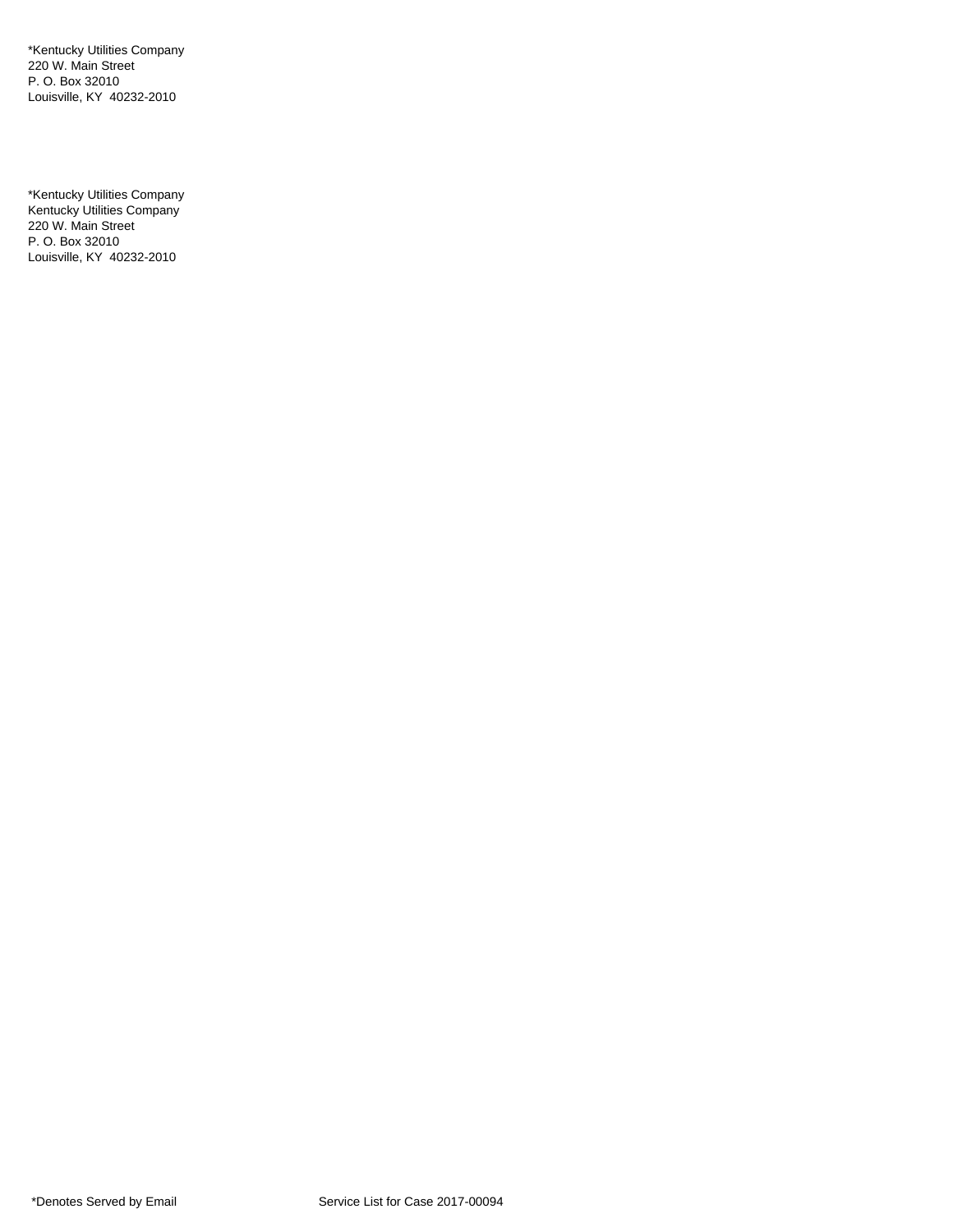*Kentucky Utilities Company
220 W. Main Street
P. O. Box 32010
Louisville, KY  40232-2010

*Kentucky Utilities Company
Kentucky Utilities Company
220 W. Main Street
P. O. Box 32010
Louisville, KY  40232-2010

*Denotes Served by Email

Service List for Case 2017-00094